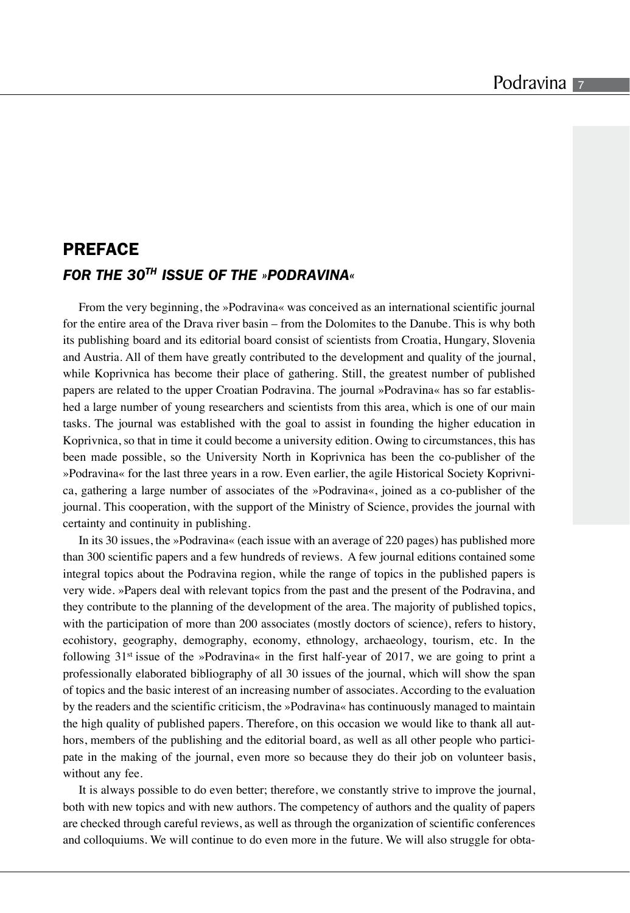# PREFACE

## *FOR THE 30TH ISSUE OF THE »PODRAVINA«*

From the very beginning, the »Podravina« was conceived as an international scientific journal for the entire area of the Drava river basin – from the Dolomites to the Danube. This is why both its publishing board and its editorial board consist of scientists from Croatia, Hungary, Slovenia and Austria. All of them have greatly contributed to the development and quality of the journal, while Koprivnica has become their place of gathering. Still, the greatest number of published papers are related to the upper Croatian Podravina. The journal »Podravina« has so far established a large number of young researchers and scientists from this area, which is one of our main tasks. The journal was established with the goal to assist in founding the higher education in Koprivnica, so that in time it could become a university edition. Owing to circumstances, this has been made possible, so the University North in Koprivnica has been the co-publisher of the »Podravina« for the last three years in a row. Even earlier, the agile Historical Society Koprivnica, gathering a large number of associates of the »Podravina«, joined as a co-publisher of the journal. This cooperation, with the support of the Ministry of Science, provides the journal with certainty and continuity in publishing.

In its 30 issues, the »Podravina« (each issue with an average of 220 pages) has published more than 300 scientific papers and a few hundreds of reviews. A few journal editions contained some integral topics about the Podravina region, while the range of topics in the published papers is very wide. »Papers deal with relevant topics from the past and the present of the Podravina, and they contribute to the planning of the development of the area. The majority of published topics, with the participation of more than 200 associates (mostly doctors of science), refers to history, ecohistory, geography, demography, economy, ethnology, archaeology, tourism, etc. In the following 31st issue of the »Podravina« in the first half-year of 2017, we are going to print a professionally elaborated bibliography of all 30 issues of the journal, which will show the span of topics and the basic interest of an increasing number of associates. According to the evaluation by the readers and the scientific criticism, the »Podravina« has continuously managed to maintain the high quality of published papers. Therefore, on this occasion we would like to thank all authors, members of the publishing and the editorial board, as well as all other people who participate in the making of the journal, even more so because they do their job on volunteer basis, without any fee.

It is always possible to do even better; therefore, we constantly strive to improve the journal, both with new topics and with new authors. The competency of authors and the quality of papers are checked through careful reviews, as well as through the organization of scientific conferences and colloquiums. We will continue to do even more in the future. We will also struggle for obta-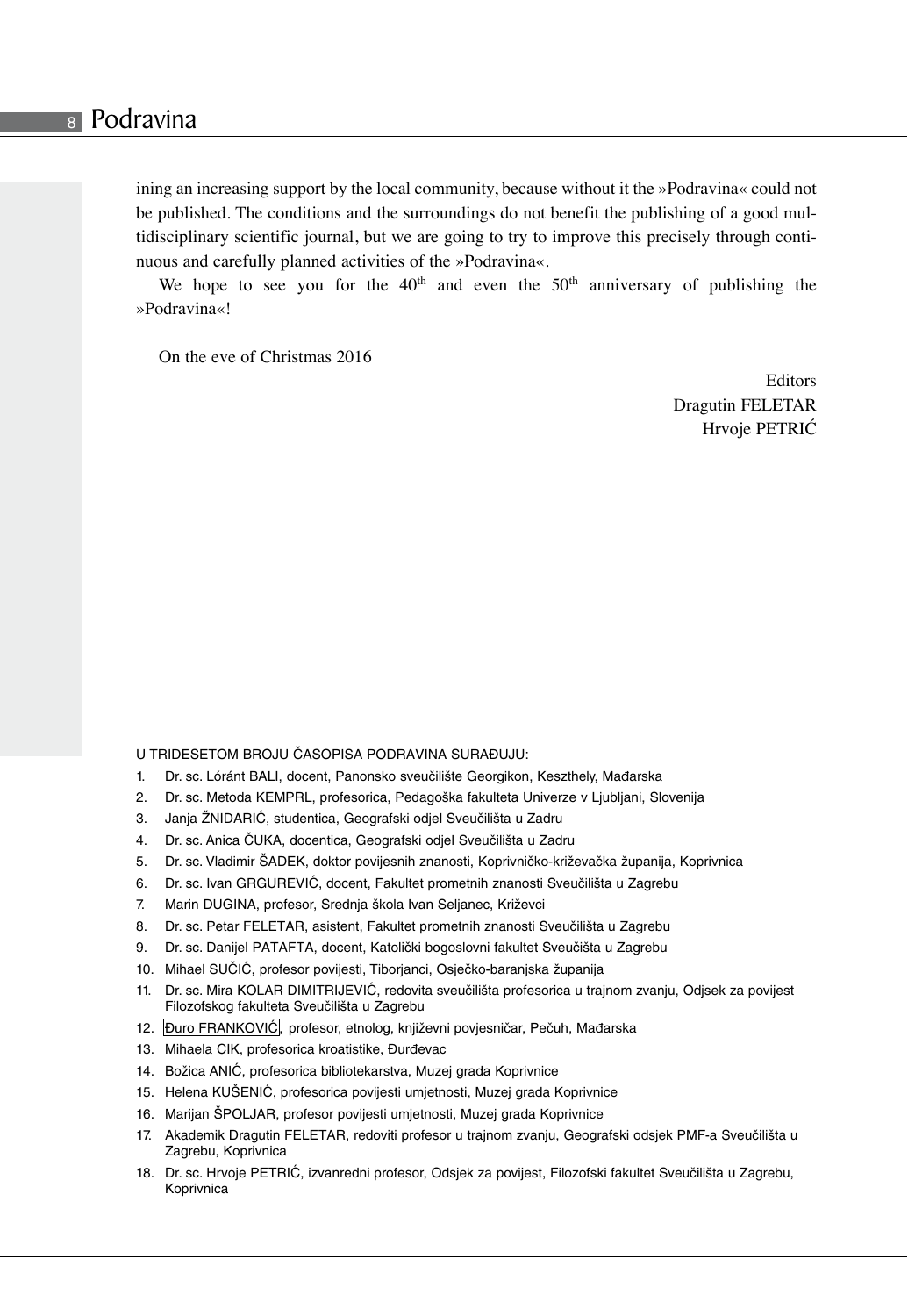ining an increasing support by the local community, because without it the »Podravina« could not be published. The conditions and the surroundings do not benefit the publishing of a good multidisciplinary scientific journal, but we are going to try to improve this precisely through continuous and carefully planned activities of the »Podravina«.

We hope to see you for the 40th and even the 50th anniversary of publishing the »Podravina«!

On the eve of Christmas 2016

Editors
Dragutin FELETAR
Hrvoje PETRIĆ

U TRIDESETOM BROJU ČASOPISA PODRAVINA SURAĐUJU:

1. Dr. sc. Lóránt BALI, docent, Panonsko sveučilište Georgikon, Keszthely, Mađarska
2. Dr. sc. Metoda KEMPRL, profesorica, Pedagoška fakulteta Univerze v Ljubljani, Slovenija
3. Janja ŽNIDARIĆ, studentica, Geografski odjel Sveučilišta u Zadru
4. Dr. sc. Anica ČUKA, docentica, Geografski odjel Sveučilišta u Zadru
5. Dr. sc. Vladimir ŠADEK, doktor povijesnih znanosti, Koprivničko-križevačka županija, Koprivnica
6. Dr. sc. Ivan GRGUREVIĆ, docent, Fakultet prometnih znanosti Sveučilišta u Zagrebu
7. Marin DUGINA, profesor, Srednja škola Ivan Seljanec, Križevci
8. Dr. sc. Petar FELETAR, asistent, Fakultet prometnih znanosti Sveučilišta u Zagrebu
9. Dr. sc. Danijel PATAFTA, docent, Katolički bogoslovni fakultet Sveučišta u Zagrebu
10. Mihael SUČIĆ, profesor povijesti, Tiborjanci, Osječko-baranjska županija
11. Dr. sc. Mira KOLAR DIMITRIJEVIĆ, redovita sveučilišta profesorica u trajnom zvanju, Odjsek za povijest Filozofskog fakulteta Sveučilišta u Zagrebu
12. Đuro FRANKOVIĆ, profesor, etnolog, književni povjesničar, Pečuh, Mađarska
13. Mihaela CIK, profesorica kroatistike, Đurđevac
14. Božica ANIĆ, profesorica bibliotekarstva, Muzej grada Koprivnice
15. Helena KUŠENIĆ, profesorica povijesti umjetnosti, Muzej grada Koprivnice
16. Marijan ŠPOLJAR, profesor povijesti umjetnosti, Muzej grada Koprivnice
17. Akademik Dragutin FELETAR, redoviti profesor u trajnom zvanju, Geografski odsjek PMF-a Sveučilišta u Zagrebu, Koprivnica
18. Dr. sc. Hrvoje PETRIĆ, izvanredni profesor, Odsjek za povijest, Filozofski fakultet Sveučilišta u Zagrebu, Koprivnica